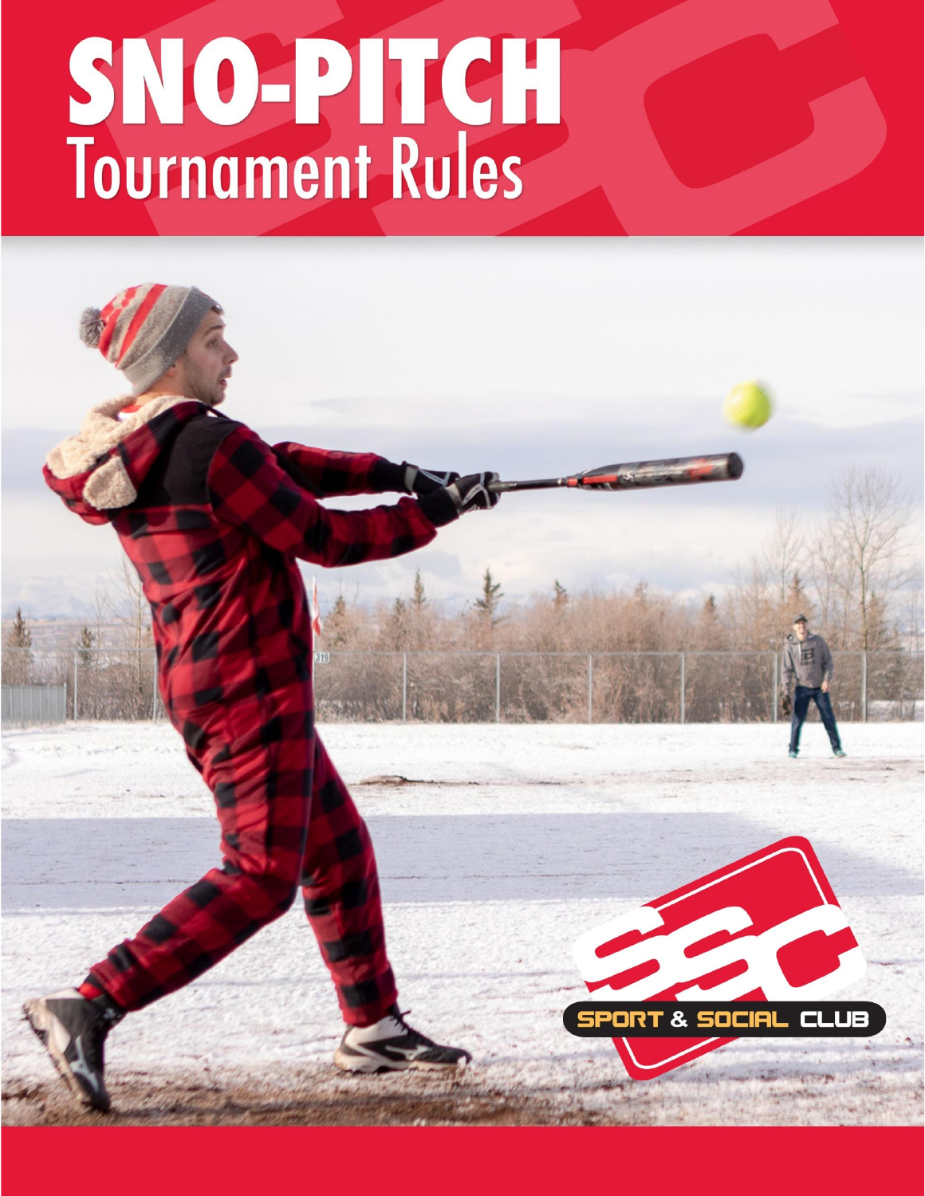# SNO-PITCH
## Tournament Rules

SPORT & SOCIAL CLUB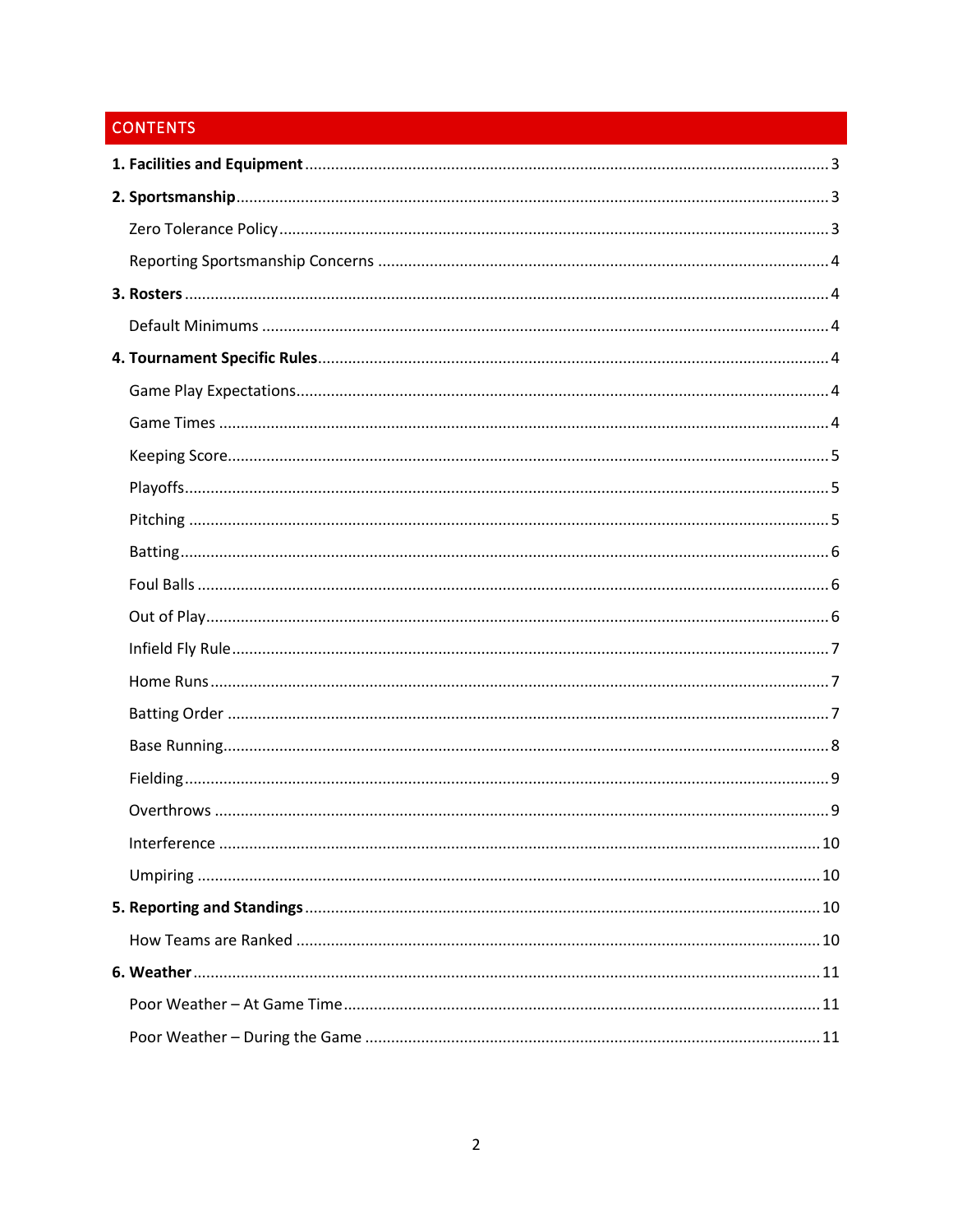## CONTENTS

**1. Facilities and Equipment** ........ 3

**2. Sportsmanship** ........ 3

- Zero Tolerance Policy ........ 3
- Reporting Sportsmanship Concerns ........ 4

**3. Rosters** ........ 4

- Default Minimums ........ 4

**4. Tournament Specific Rules** ........ 4

- Game Play Expectations ........ 4
- Game Times ........ 4
- Keeping Score ........ 5
- Playoffs ........ 5
- Pitching ........ 5
- Batting ........ 6
- Foul Balls ........ 6
- Out of Play ........ 6
- Infield Fly Rule ........ 7
- Home Runs ........ 7
- Batting Order ........ 7
- Base Running ........ 8
- Fielding ........ 9
- Overthrows ........ 9
- Interference ........ 10
- Umpiring ........ 10

**5. Reporting and Standings** ........ 10

- How Teams are Ranked ........ 10

**6. Weather** ........ 11

- Poor Weather – At Game Time ........ 11
- Poor Weather – During the Game ........ 11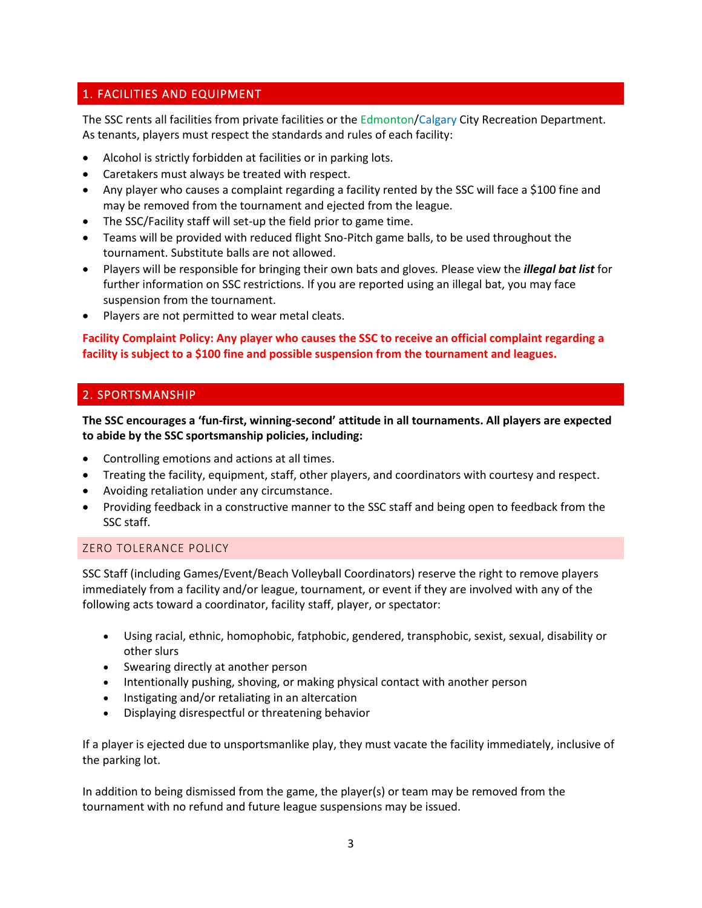## 1. FACILITIES AND EQUIPMENT

The SSC rents all facilities from private facilities or the Edmonton/Calgary City Recreation Department. As tenants, players must respect the standards and rules of each facility:

- Alcohol is strictly forbidden at facilities or in parking lots.
- Caretakers must always be treated with respect.
- Any player who causes a complaint regarding a facility rented by the SSC will face a $100 fine and may be removed from the tournament and ejected from the league.
- The SSC/Facility staff will set-up the field prior to game time.
- Teams will be provided with reduced flight Sno-Pitch game balls, to be used throughout the tournament. Substitute balls are not allowed.
- Players will be responsible for bringing their own bats and gloves. Please view the ***illegal bat list*** for further information on SSC restrictions. If you are reported using an illegal bat, you may face suspension from the tournament.
- Players are not permitted to wear metal cleats.

**Facility Complaint Policy: Any player who causes the SSC to receive an official complaint regarding a facility is subject to a $100 fine and possible suspension from the tournament and leagues.**

## 2. SPORTSMANSHIP

**The SSC encourages a 'fun-first, winning-second' attitude in all tournaments. All players are expected to abide by the SSC sportsmanship policies, including:**

- Controlling emotions and actions at all times.
- Treating the facility, equipment, staff, other players, and coordinators with courtesy and respect.
- Avoiding retaliation under any circumstance.
- Providing feedback in a constructive manner to the SSC staff and being open to feedback from the SSC staff.

### ZERO TOLERANCE POLICY

SSC Staff (including Games/Event/Beach Volleyball Coordinators) reserve the right to remove players immediately from a facility and/or league, tournament, or event if they are involved with any of the following acts toward a coordinator, facility staff, player, or spectator:

- Using racial, ethnic, homophobic, fatphobic, gendered, transphobic, sexist, sexual, disability or other slurs
- Swearing directly at another person
- Intentionally pushing, shoving, or making physical contact with another person
- Instigating and/or retaliating in an altercation
- Displaying disrespectful or threatening behavior

If a player is ejected due to unsportsmanlike play, they must vacate the facility immediately, inclusive of the parking lot.

In addition to being dismissed from the game, the player(s) or team may be removed from the tournament with no refund and future league suspensions may be issued.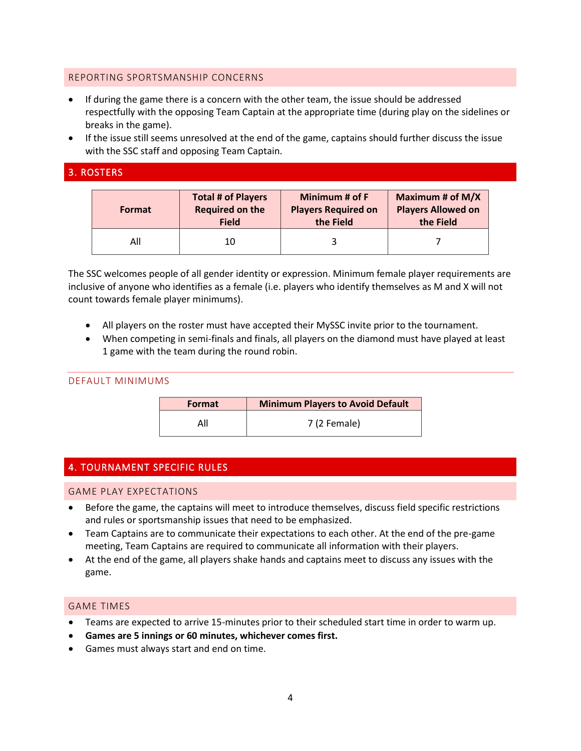### REPORTING SPORTSMANSHIP CONCERNS

- If during the game there is a concern with the other team, the issue should be addressed respectfully with the opposing Team Captain at the appropriate time (during play on the sidelines or breaks in the game).
- If the issue still seems unresolved at the end of the game, captains should further discuss the issue with the SSC staff and opposing Team Captain.

## 3. ROSTERS

| Format | Total # of Players Required on the Field | Minimum # of F Players Required on the Field | Maximum # of M/X Players Allowed on the Field |
|---|---|---|---|
| All | 10 | 3 | 7 |

The SSC welcomes people of all gender identity or expression. Minimum female player requirements are inclusive of anyone who identifies as a female (i.e. players who identify themselves as M and X will not count towards female player minimums).

- All players on the roster must have accepted their MySSC invite prior to the tournament.
- When competing in semi-finals and finals, all players on the diamond must have played at least 1 game with the team during the round robin.

### DEFAULT MINIMUMS

| Format | Minimum Players to Avoid Default |
|---|---|
| All | 7 (2 Female) |

## 4. TOURNAMENT SPECIFIC RULES

### GAME PLAY EXPECTATIONS

- Before the game, the captains will meet to introduce themselves, discuss field specific restrictions and rules or sportsmanship issues that need to be emphasized.
- Team Captains are to communicate their expectations to each other. At the end of the pre-game meeting, Team Captains are required to communicate all information with their players.
- At the end of the game, all players shake hands and captains meet to discuss any issues with the game.

### GAME TIMES

- Teams are expected to arrive 15-minutes prior to their scheduled start time in order to warm up.
- **Games are 5 innings or 60 minutes, whichever comes first.**
- Games must always start and end on time.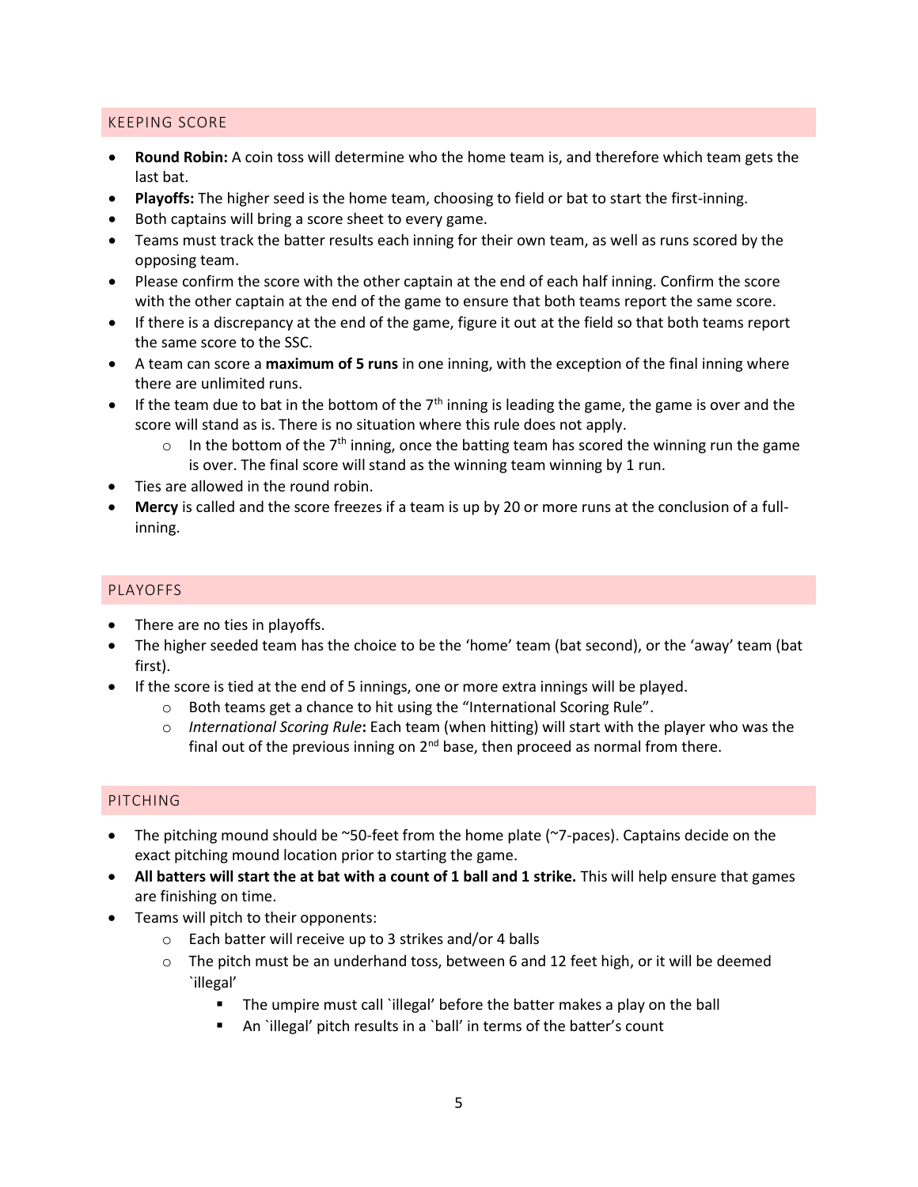## KEEPING SCORE

- **Round Robin:** A coin toss will determine who the home team is, and therefore which team gets the last bat.
- **Playoffs:** The higher seed is the home team, choosing to field or bat to start the first-inning.
- Both captains will bring a score sheet to every game.
- Teams must track the batter results each inning for their own team, as well as runs scored by the opposing team.
- Please confirm the score with the other captain at the end of each half inning. Confirm the score with the other captain at the end of the game to ensure that both teams report the same score.
- If there is a discrepancy at the end of the game, figure it out at the field so that both teams report the same score to the SSC.
- A team can score a **maximum of 5 runs** in one inning, with the exception of the final inning where there are unlimited runs.
- If the team due to bat in the bottom of the 7th inning is leading the game, the game is over and the score will stand as is. There is no situation where this rule does not apply.
  - In the bottom of the 7th inning, once the batting team has scored the winning run the game is over. The final score will stand as the winning team winning by 1 run.
- Ties are allowed in the round robin.
- **Mercy** is called and the score freezes if a team is up by 20 or more runs at the conclusion of a full-inning.

## PLAYOFFS

- There are no ties in playoffs.
- The higher seeded team has the choice to be the 'home' team (bat second), or the 'away' team (bat first).
- If the score is tied at the end of 5 innings, one or more extra innings will be played.
  - Both teams get a chance to hit using the "International Scoring Rule".
  - *International Scoring Rule*: Each team (when hitting) will start with the player who was the final out of the previous inning on 2nd base, then proceed as normal from there.

## PITCHING

- The pitching mound should be ~50-feet from the home plate (~7-paces). Captains decide on the exact pitching mound location prior to starting the game.
- **All batters will start the at bat with a count of 1 ball and 1 strike.** This will help ensure that games are finishing on time.
- Teams will pitch to their opponents:
  - Each batter will receive up to 3 strikes and/or 4 balls
  - The pitch must be an underhand toss, between 6 and 12 feet high, or it will be deemed `illegal'
    - The umpire must call `illegal' before the batter makes a play on the ball
    - An `illegal' pitch results in a `ball' in terms of the batter's count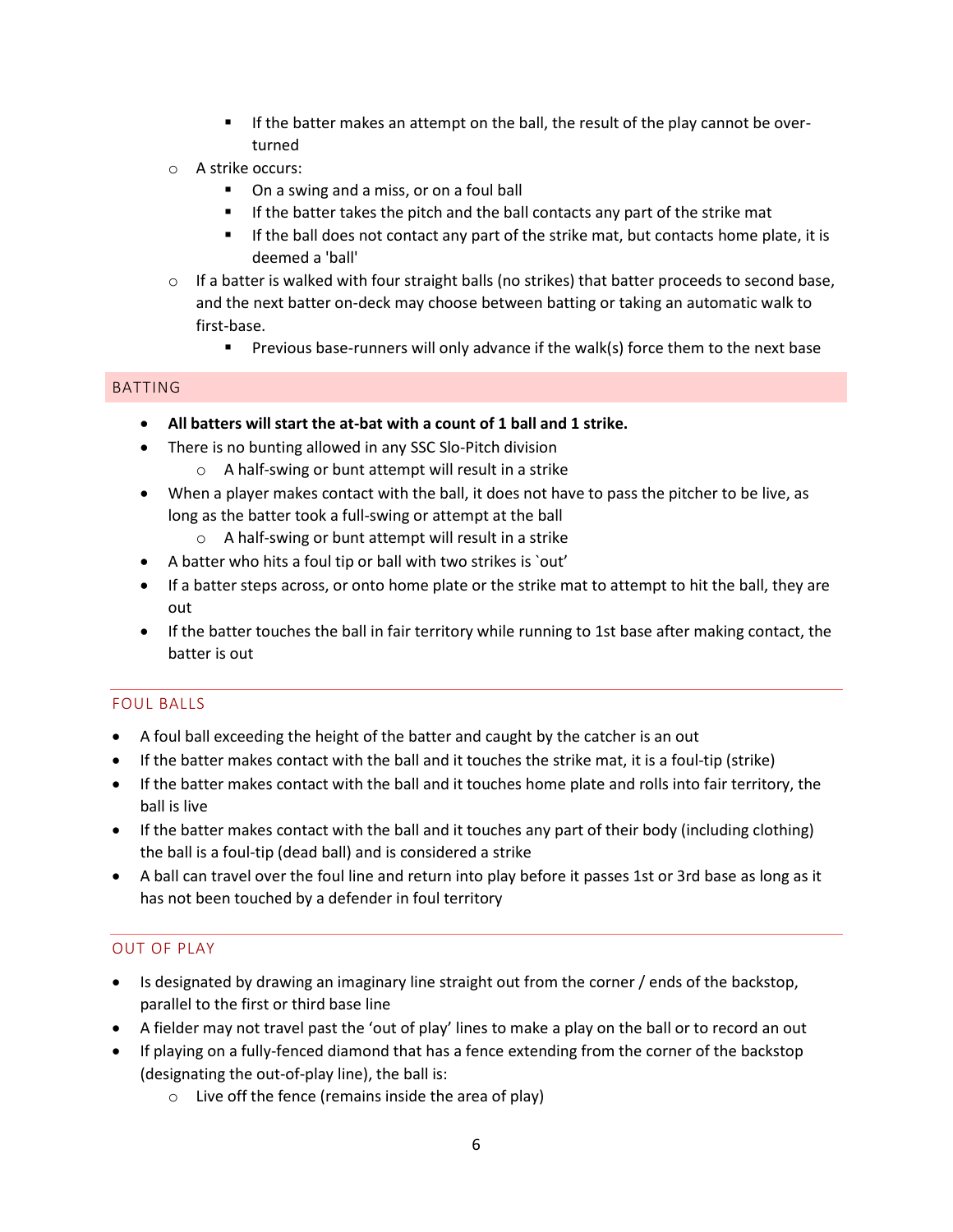- If the batter makes an attempt on the ball, the result of the play cannot be over-turned
    - A strike occurs:
        - On a swing and a miss, or on a foul ball
        - If the batter takes the pitch and the ball contacts any part of the strike mat
        - If the ball does not contact any part of the strike mat, but contacts home plate, it is deemed a 'ball'
    - If a batter is walked with four straight balls (no strikes) that batter proceeds to second base, and the next batter on-deck may choose between batting or taking an automatic walk to first-base.
        - Previous base-runners will only advance if the walk(s) force them to the next base

## BATTING

- **All batters will start the at-bat with a count of 1 ball and 1 strike.**
- There is no bunting allowed in any SSC Slo-Pitch division
    - A half-swing or bunt attempt will result in a strike
- When a player makes contact with the ball, it does not have to pass the pitcher to be live, as long as the batter took a full-swing or attempt at the ball
    - A half-swing or bunt attempt will result in a strike
- A batter who hits a foul tip or ball with two strikes is `out'
- If a batter steps across, or onto home plate or the strike mat to attempt to hit the ball, they are out
- If the batter touches the ball in fair territory while running to 1st base after making contact, the batter is out

### FOUL BALLS

- A foul ball exceeding the height of the batter and caught by the catcher is an out
- If the batter makes contact with the ball and it touches the strike mat, it is a foul-tip (strike)
- If the batter makes contact with the ball and it touches home plate and rolls into fair territory, the ball is live
- If the batter makes contact with the ball and it touches any part of their body (including clothing) the ball is a foul-tip (dead ball) and is considered a strike
- A ball can travel over the foul line and return into play before it passes 1st or 3rd base as long as it has not been touched by a defender in foul territory

### OUT OF PLAY

- Is designated by drawing an imaginary line straight out from the corner / ends of the backstop, parallel to the first or third base line
- A fielder may not travel past the 'out of play' lines to make a play on the ball or to record an out
- If playing on a fully-fenced diamond that has a fence extending from the corner of the backstop (designating the out-of-play line), the ball is:
    - Live off the fence (remains inside the area of play)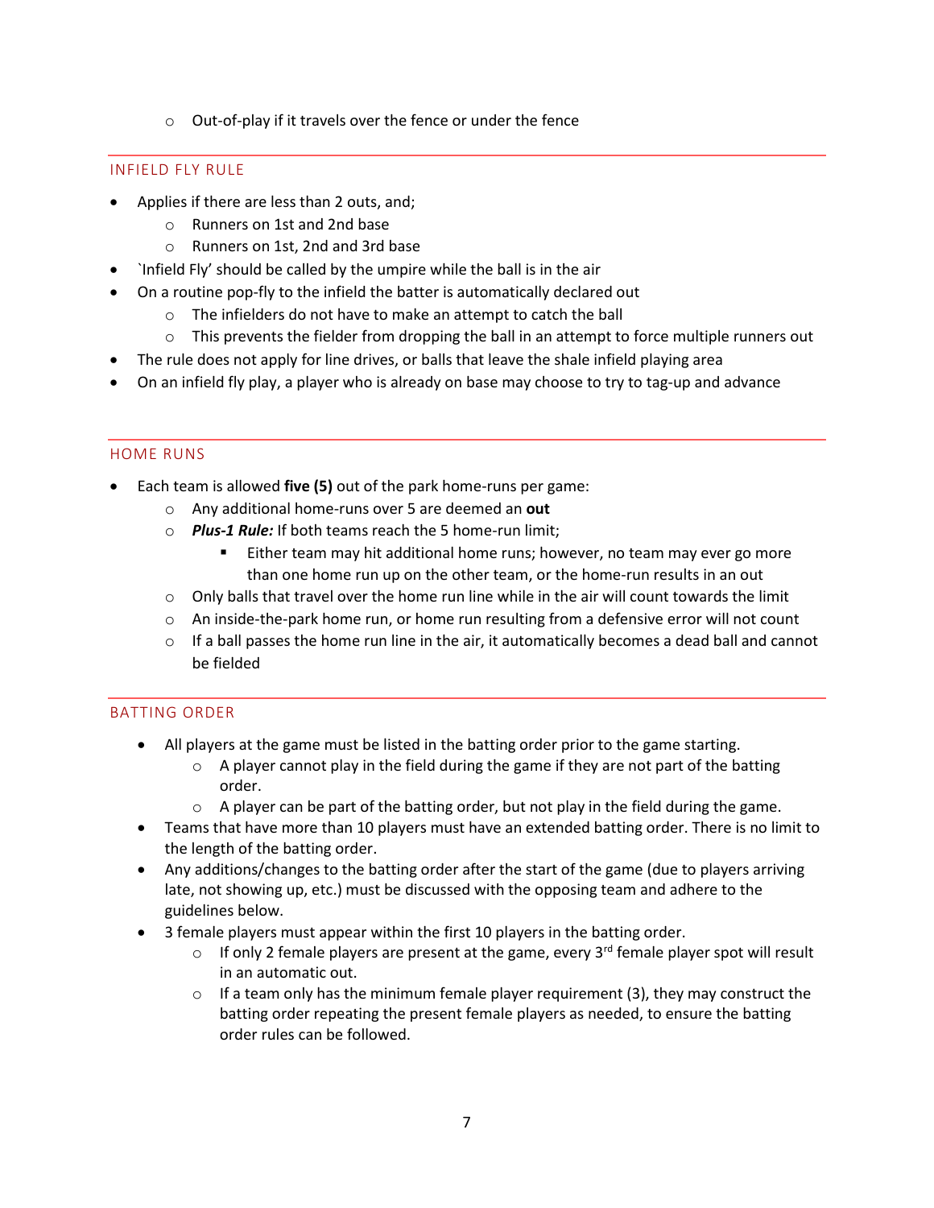- Out-of-play if it travels over the fence or under the fence

## INFIELD FLY RULE

- Applies if there are less than 2 outs, and;
  - Runners on 1st and 2nd base
  - Runners on 1st, 2nd and 3rd base
- `Infield Fly' should be called by the umpire while the ball is in the air
- On a routine pop-fly to the infield the batter is automatically declared out
  - The infielders do not have to make an attempt to catch the ball
  - This prevents the fielder from dropping the ball in an attempt to force multiple runners out
- The rule does not apply for line drives, or balls that leave the shale infield playing area
- On an infield fly play, a player who is already on base may choose to try to tag-up and advance

## HOME RUNS

- Each team is allowed **five (5)** out of the park home-runs per game:
  - Any additional home-runs over 5 are deemed an **out**
  - ***Plus-1 Rule:*** If both teams reach the 5 home-run limit;
    - Either team may hit additional home runs; however, no team may ever go more than one home run up on the other team, or the home-run results in an out
  - Only balls that travel over the home run line while in the air will count towards the limit
  - An inside-the-park home run, or home run resulting from a defensive error will not count
  - If a ball passes the home run line in the air, it automatically becomes a dead ball and cannot be fielded

## BATTING ORDER

- All players at the game must be listed in the batting order prior to the game starting.
  - A player cannot play in the field during the game if they are not part of the batting order.
  - A player can be part of the batting order, but not play in the field during the game.
- Teams that have more than 10 players must have an extended batting order. There is no limit to the length of the batting order.
- Any additions/changes to the batting order after the start of the game (due to players arriving late, not showing up, etc.) must be discussed with the opposing team and adhere to the guidelines below.
- 3 female players must appear within the first 10 players in the batting order.
  - If only 2 female players are present at the game, every 3rd female player spot will result in an automatic out.
  - If a team only has the minimum female player requirement (3), they may construct the batting order repeating the present female players as needed, to ensure the batting order rules can be followed.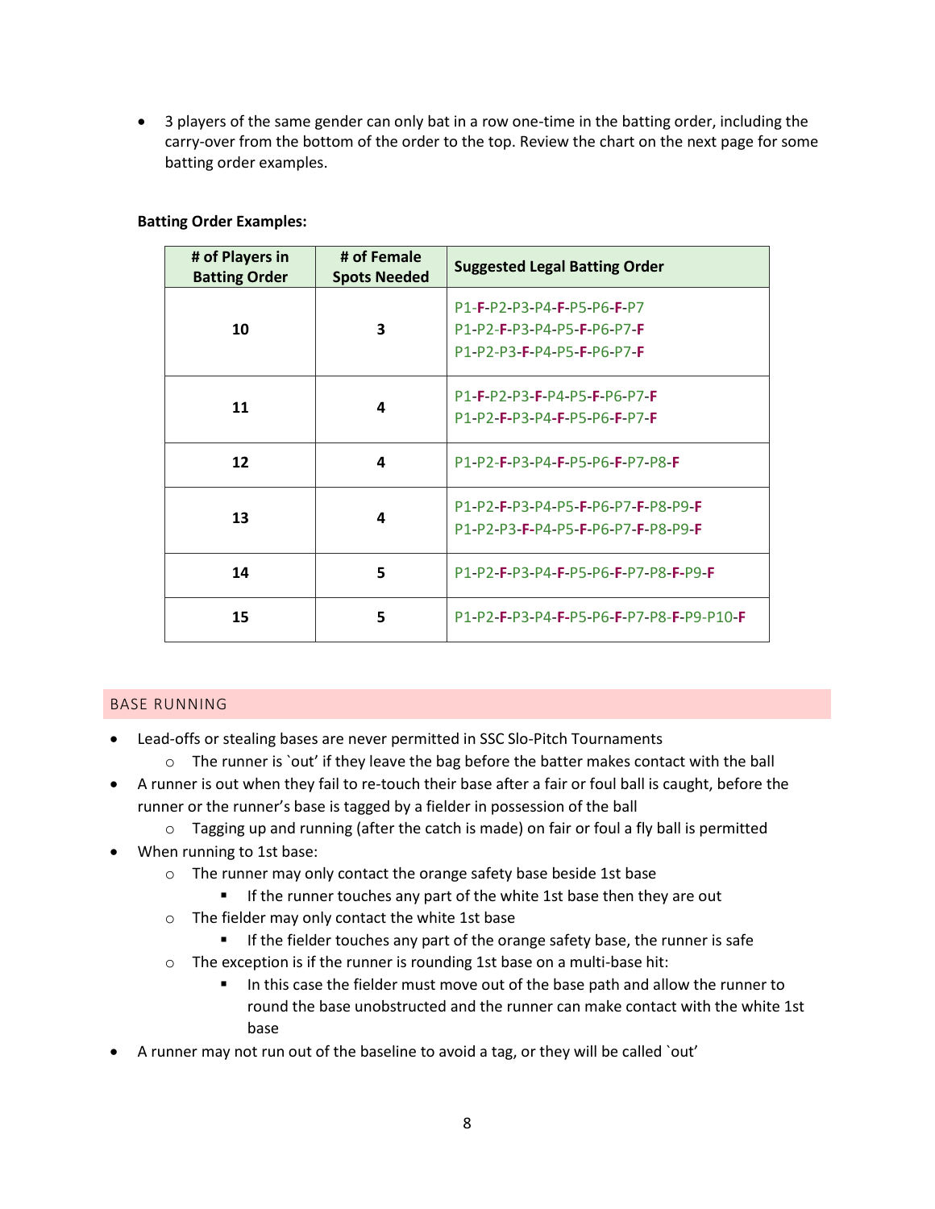- 3 players of the same gender can only bat in a row one-time in the batting order, including the carry-over from the bottom of the order to the top. Review the chart on the next page for some batting order examples.

**Batting Order Examples:**

| # of Players in Batting Order | # of Female Spots Needed | Suggested Legal Batting Order |
|---|---|---|
| **10** | **3** | P1-**F**-P2-P3-P4-**F**-P5-P6-**F**-P7<br>P1-P2-**F**-P3-P4-P5-**F**-P6-P7-**F**<br>P1-P2-P3-**F**-P4-P5-**F**-P6-P7-**F** |
| **11** | **4** | P1-**F**-P2-P3-**F**-P4-P5-**F**-P6-P7-**F**<br>P1-P2-**F**-P3-P4-**F**-P5-P6-**F**-P7-**F** |
| **12** | **4** | P1-P2-**F**-P3-P4-**F**-P5-P6-**F**-P7-P8-**F** |
| **13** | **4** | P1-P2-**F**-P3-P4-P5-**F**-P6-P7-**F**-P8-P9-**F**<br>P1-P2-P3-**F**-P4-P5-**F**-P6-P7-**F**-P8-P9-**F** |
| **14** | **5** | P1-P2-**F**-P3-P4-**F**-P5-P6-**F**-P7-P8-**F**-P9-**F** |
| **15** | **5** | P1-P2-**F**-P3-P4-**F**-P5-P6-**F**-P7-P8-**F**-P9-P10-**F** |

## BASE RUNNING

- Lead-offs or stealing bases are never permitted in SSC Slo-Pitch Tournaments
    - The runner is `out' if they leave the bag before the batter makes contact with the ball
- A runner is out when they fail to re-touch their base after a fair or foul ball is caught, before the runner or the runner's base is tagged by a fielder in possession of the ball
    - Tagging up and running (after the catch is made) on fair or foul a fly ball is permitted
- When running to 1st base:
    - The runner may only contact the orange safety base beside 1st base
        - If the runner touches any part of the white 1st base then they are out
    - The fielder may only contact the white 1st base
        - If the fielder touches any part of the orange safety base, the runner is safe
    - The exception is if the runner is rounding 1st base on a multi-base hit:
        - In this case the fielder must move out of the base path and allow the runner to round the base unobstructed and the runner can make contact with the white 1st base
- A runner may not run out of the baseline to avoid a tag, or they will be called `out'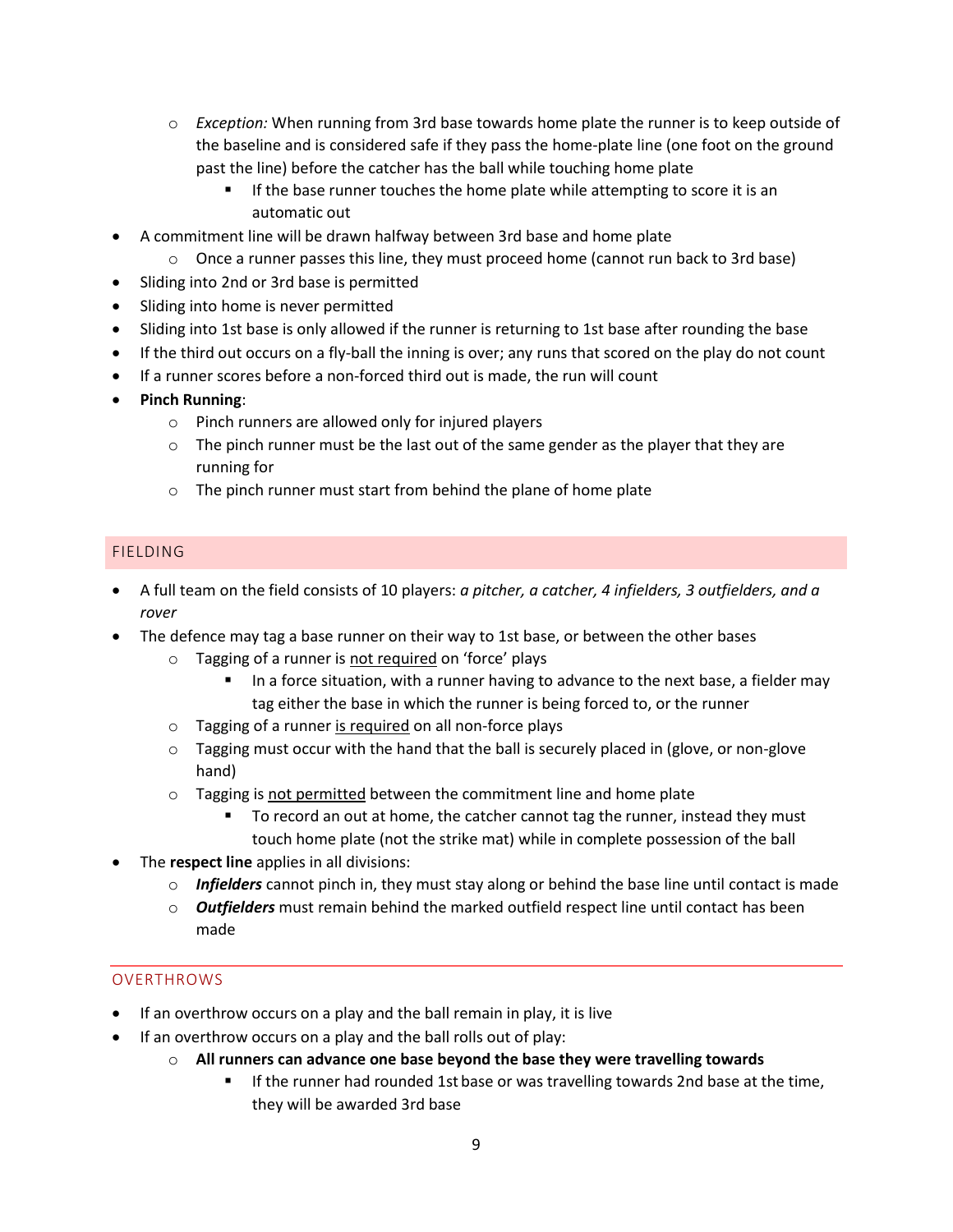- *Exception:* When running from 3rd base towards home plate the runner is to keep outside of the baseline and is considered safe if they pass the home-plate line (one foot on the ground past the line) before the catcher has the ball while touching home plate
        - If the base runner touches the home plate while attempting to score it is an automatic out
- A commitment line will be drawn halfway between 3rd base and home plate
    - Once a runner passes this line, they must proceed home (cannot run back to 3rd base)
- Sliding into 2nd or 3rd base is permitted
- Sliding into home is never permitted
- Sliding into 1st base is only allowed if the runner is returning to 1st base after rounding the base
- If the third out occurs on a fly-ball the inning is over; any runs that scored on the play do not count
- If a runner scores before a non-forced third out is made, the run will count
- **Pinch Running**:
    - Pinch runners are allowed only for injured players
    - The pinch runner must be the last out of the same gender as the player that they are running for
    - The pinch runner must start from behind the plane of home plate

## FIELDING

- A full team on the field consists of 10 players: *a pitcher, a catcher, 4 infielders, 3 outfielders, and a rover*
- The defence may tag a base runner on their way to 1st base, or between the other bases
    - Tagging of a runner is <u>not required</u> on 'force' plays
        - In a force situation, with a runner having to advance to the next base, a fielder may tag either the base in which the runner is being forced to, or the runner
    - Tagging of a runner <u>is required</u> on all non-force plays
    - Tagging must occur with the hand that the ball is securely placed in (glove, or non-glove hand)
    - Tagging is <u>not permitted</u> between the commitment line and home plate
        - To record an out at home, the catcher cannot tag the runner, instead they must touch home plate (not the strike mat) while in complete possession of the ball
- The **respect line** applies in all divisions:
    - ***Infielders*** cannot pinch in, they must stay along or behind the base line until contact is made
    - ***Outfielders*** must remain behind the marked outfield respect line until contact has been made

## OVERTHROWS

- If an overthrow occurs on a play and the ball remain in play, it is live
- If an overthrow occurs on a play and the ball rolls out of play:
    - **All runners can advance one base beyond the base they were travelling towards**
        - If the runner had rounded 1st base or was travelling towards 2nd base at the time, they will be awarded 3rd base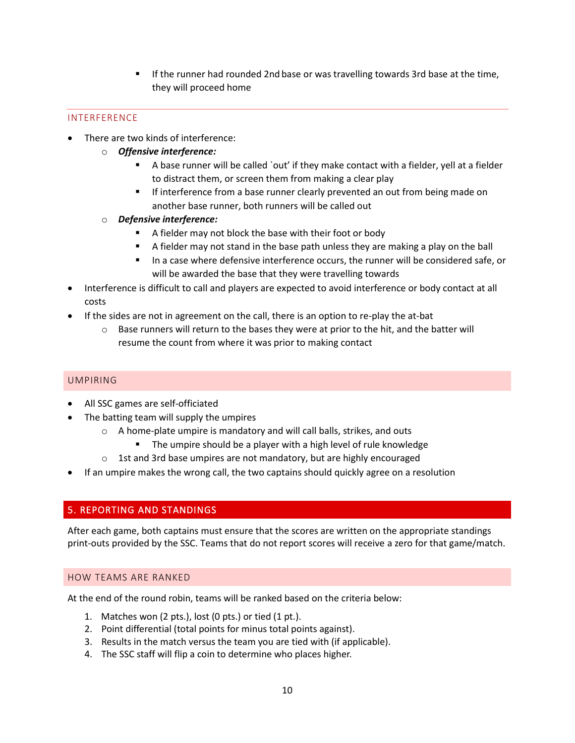- If the runner had rounded 2nd base or was travelling towards 3rd base at the time, they will proceed home

### INTERFERENCE

- There are two kinds of interference:
    - ***Offensive interference:***
        - A base runner will be called `out' if they make contact with a fielder, yell at a fielder to distract them, or screen them from making a clear play
        - If interference from a base runner clearly prevented an out from being made on another base runner, both runners will be called out
    - ***Defensive interference:***
        - A fielder may not block the base with their foot or body
        - A fielder may not stand in the base path unless they are making a play on the ball
        - In a case where defensive interference occurs, the runner will be considered safe, or will be awarded the base that they were travelling towards
- Interference is difficult to call and players are expected to avoid interference or body contact at all costs
- If the sides are not in agreement on the call, there is an option to re-play the at-bat
    - Base runners will return to the bases they were at prior to the hit, and the batter will resume the count from where it was prior to making contact

### UMPIRING

- All SSC games are self-officiated
- The batting team will supply the umpires
    - A home-plate umpire is mandatory and will call balls, strikes, and outs
        - The umpire should be a player with a high level of rule knowledge
    - 1st and 3rd base umpires are not mandatory, but are highly encouraged
- If an umpire makes the wrong call, the two captains should quickly agree on a resolution

## 5. REPORTING AND STANDINGS

After each game, both captains must ensure that the scores are written on the appropriate standings print-outs provided by the SSC. Teams that do not report scores will receive a zero for that game/match.

### HOW TEAMS ARE RANKED

At the end of the round robin, teams will be ranked based on the criteria below:

1. Matches won (2 pts.), lost (0 pts.) or tied (1 pt.).
2. Point differential (total points for minus total points against).
3. Results in the match versus the team you are tied with (if applicable).
4. The SSC staff will flip a coin to determine who places higher.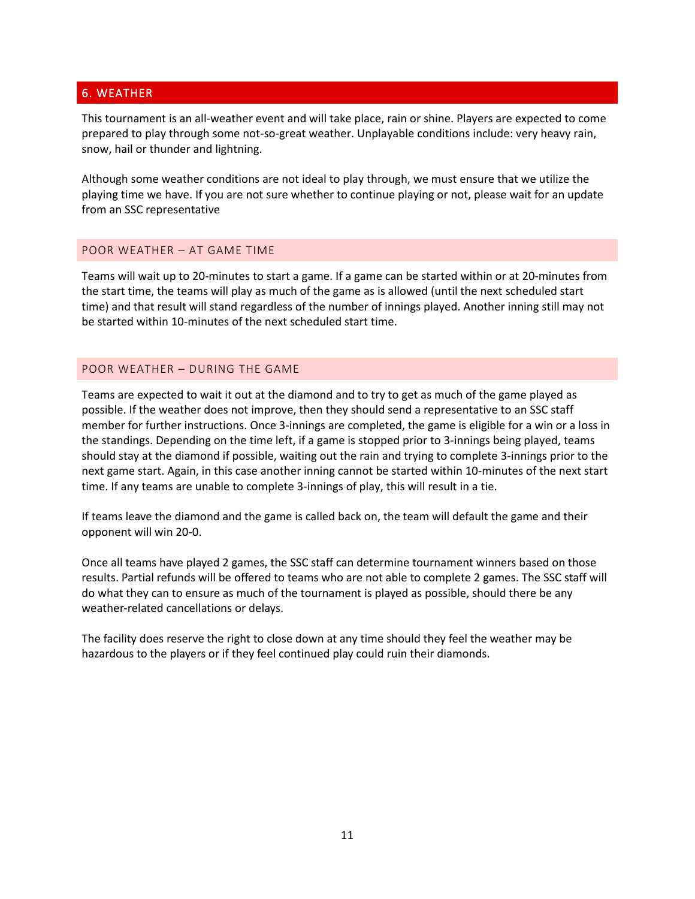## 6. WEATHER

This tournament is an all-weather event and will take place, rain or shine. Players are expected to come prepared to play through some not-so-great weather. Unplayable conditions include: very heavy rain, snow, hail or thunder and lightning.

Although some weather conditions are not ideal to play through, we must ensure that we utilize the playing time we have. If you are not sure whether to continue playing or not, please wait for an update from an SSC representative

### POOR WEATHER – AT GAME TIME

Teams will wait up to 20-minutes to start a game. If a game can be started within or at 20-minutes from the start time, the teams will play as much of the game as is allowed (until the next scheduled start time) and that result will stand regardless of the number of innings played. Another inning still may not be started within 10-minutes of the next scheduled start time.

### POOR WEATHER – DURING THE GAME

Teams are expected to wait it out at the diamond and to try to get as much of the game played as possible. If the weather does not improve, then they should send a representative to an SSC staff member for further instructions. Once 3-innings are completed, the game is eligible for a win or a loss in the standings. Depending on the time left, if a game is stopped prior to 3-innings being played, teams should stay at the diamond if possible, waiting out the rain and trying to complete 3-innings prior to the next game start. Again, in this case another inning cannot be started within 10-minutes of the next start time. If any teams are unable to complete 3-innings of play, this will result in a tie.

If teams leave the diamond and the game is called back on, the team will default the game and their opponent will win 20-0.

Once all teams have played 2 games, the SSC staff can determine tournament winners based on those results. Partial refunds will be offered to teams who are not able to complete 2 games. The SSC staff will do what they can to ensure as much of the tournament is played as possible, should there be any weather-related cancellations or delays.

The facility does reserve the right to close down at any time should they feel the weather may be hazardous to the players or if they feel continued play could ruin their diamonds.